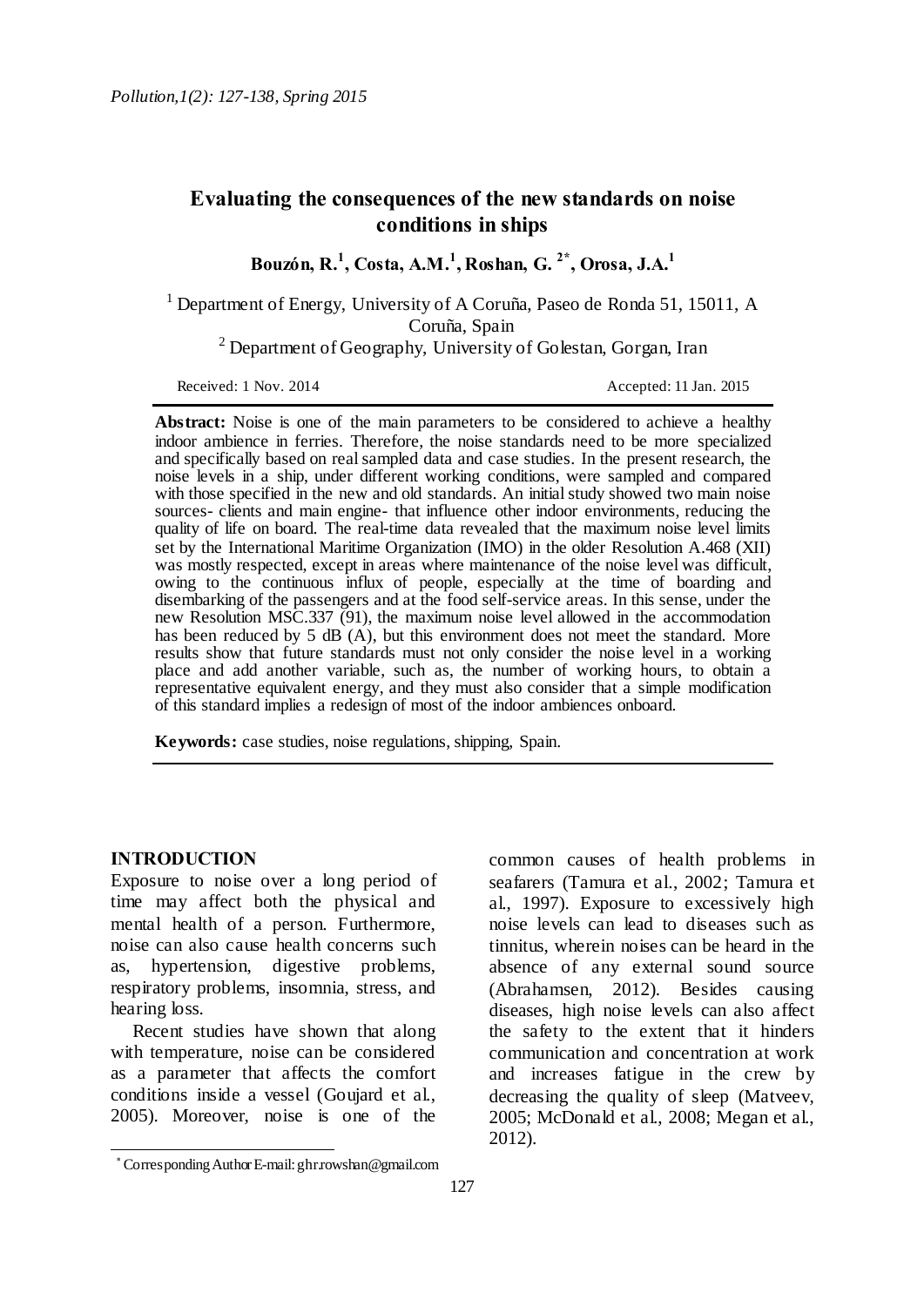# Evaluating the consequences of the new standards on noise conditions in ships

**Bouzón, R.[1], Costa, A.M.[1], Roshan, G.[2*], Orosa, J.A.[1]**

[1] Department of Energy, University of A Coruña, Paseo de Ronda 51, 15011, A Coruña, Spain

[2] Department of Geography, University of Golestan, Gorgan, Iran

Received: 1 Nov. 2014 Accepted: 11 Jan. 2015

**Abstract:** Noise is one of the main parameters to be considered to achieve a healthy indoor ambience in ferries. Therefore, the noise standards need to be more specialized and specifically based on real sampled data and case studies. In the present research, the noise levels in a ship, under different working conditions, were sampled and compared with those specified in the new and old standards. An initial study showed two main noise sources- clients and main engine- that influence other indoor environments, reducing the quality of life on board. The real-time data revealed that the maximum noise level limits set by the International Maritime Organization (IMO) in the older Resolution A.468 (XII) was mostly respected, except in areas where maintenance of the noise level was difficult, owing to the continuous influx of people, especially at the time of boarding and disembarking of the passengers and at the food self-service areas. In this sense, under the new Resolution MSC.337 (91), the maximum noise level allowed in the accommodation has been reduced by 5 dB (A), but this environment does not meet the standard. More results show that future standards must not only consider the noise level in a working place and add another variable, such as, the number of working hours, to obtain a representative equivalent energy, and they must also consider that a simple modification of this standard implies a redesign of most of the indoor ambiences onboard.

**Keywords:** case studies, noise regulations, shipping, Spain.

## INTRODUCTION

Exposure to noise over a long period of time may affect both the physical and mental health of a person. Furthermore, noise can also cause health concerns such as, hypertension, digestive problems, respiratory problems, insomnia, stress, and hearing loss.

Recent studies have shown that along with temperature, noise can be considered as a parameter that affects the comfort conditions inside a vessel (Goujard et al., 2005). Moreover, noise is one of the common causes of health problems in seafarers (Tamura et al., 2002; Tamura et al., 1997). Exposure to excessively high noise levels can lead to diseases such as tinnitus, wherein noises can be heard in the absence of any external sound source (Abrahamsen, 2012). Besides causing diseases, high noise levels can also affect the safety to the extent that it hinders communication and concentration at work and increases fatigue in the crew by decreasing the quality of sleep (Matveev, 2005; McDonald et al., 2008; Megan et al., 2012).

* Corresponding Author E-mail: ghr.rowshan@gmail.com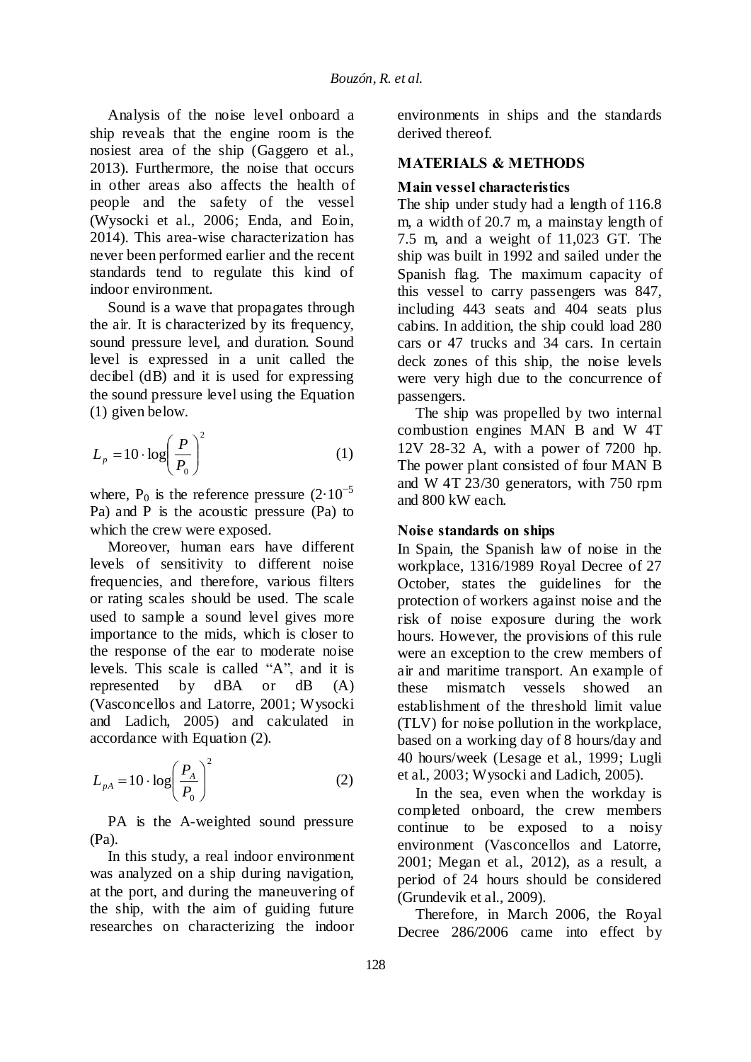Analysis of the noise level onboard a ship reveals that the engine room is the nosiest area of the ship (Gaggero et al., 2013). Furthermore, the noise that occurs in other areas also affects the health of people and the safety of the vessel (Wysocki et al., 2006; Enda, and Eoin, 2014). This area-wise characterization has never been performed earlier and the recent standards tend to regulate this kind of indoor environment.

Sound is a wave that propagates through the air. It is characterized by its frequency, sound pressure level, and duration. Sound level is expressed in a unit called the decibel (dB) and it is used for expressing the sound pressure level using the Equation (1) given below.

$$L_p = 10 \cdot \log\left(\frac{P}{P_0}\right)^2 \tag{1}$$

where, $P_0$ is the reference pressure ($2 \cdot 10^{-5}$ Pa) and P is the acoustic pressure (Pa) to which the crew were exposed.

Moreover, human ears have different levels of sensitivity to different noise frequencies, and therefore, various filters or rating scales should be used. The scale used to sample a sound level gives more importance to the mids, which is closer to the response of the ear to moderate noise levels. This scale is called "A", and it is represented by dBA or dB (A) (Vasconcellos and Latorre, 2001; Wysocki and Ladich, 2005) and calculated in accordance with Equation (2).

$$L_{pA} = 10 \cdot \log\left(\frac{P_A}{P_0}\right)^2 \tag{2}$$

PA is the A-weighted sound pressure (Pa).

In this study, a real indoor environment was analyzed on a ship during navigation, at the port, and during the maneuvering of the ship, with the aim of guiding future researches on characterizing the indoor environments in ships and the standards derived thereof.

## MATERIALS & METHODS

### Main vessel characteristics

The ship under study had a length of 116.8 m, a width of 20.7 m, a mainstay length of 7.5 m, and a weight of 11,023 GT. The ship was built in 1992 and sailed under the Spanish flag. The maximum capacity of this vessel to carry passengers was 847, including 443 seats and 404 seats plus cabins. In addition, the ship could load 280 cars or 47 trucks and 34 cars. In certain deck zones of this ship, the noise levels were very high due to the concurrence of passengers.

The ship was propelled by two internal combustion engines MAN B and W 4T 12V 28-32 A, with a power of 7200 hp. The power plant consisted of four MAN B and W 4T 23/30 generators, with 750 rpm and 800 kW each.

### Noise standards on ships

In Spain, the Spanish law of noise in the workplace, 1316/1989 Royal Decree of 27 October, states the guidelines for the protection of workers against noise and the risk of noise exposure during the work hours. However, the provisions of this rule were an exception to the crew members of air and maritime transport. An example of these mismatch vessels showed an establishment of the threshold limit value (TLV) for noise pollution in the workplace, based on a working day of 8 hours/day and 40 hours/week (Lesage et al., 1999; Lugli et al., 2003; Wysocki and Ladich, 2005).

In the sea, even when the workday is completed onboard, the crew members continue to be exposed to a noisy environment (Vasconcellos and Latorre, 2001; Megan et al., 2012), as a result, a period of 24 hours should be considered (Grundevik et al., 2009).

Therefore, in March 2006, the Royal Decree 286/2006 came into effect by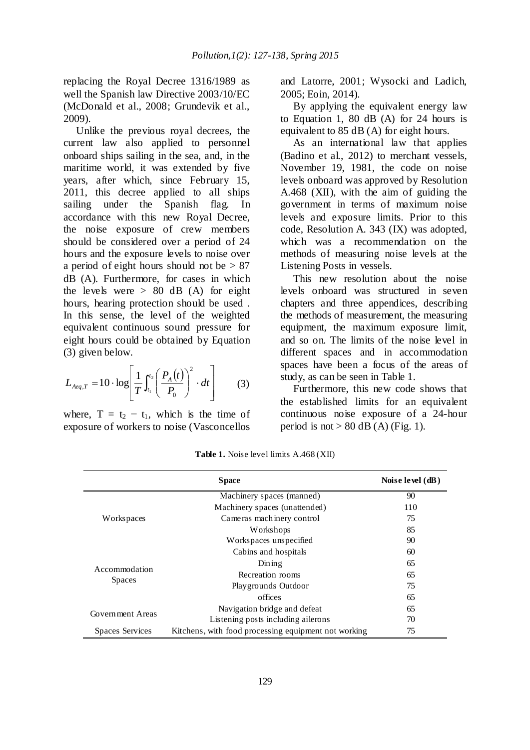replacing the Royal Decree 1316/1989 as well the Spanish law Directive 2003/10/EC (McDonald et al., 2008; Grundevik et al., 2009).

Unlike the previous royal decrees, the current law also applied to personnel onboard ships sailing in the sea, and, in the maritime world, it was extended by five years, after which, since February 15, 2011, this decree applied to all ships sailing under the Spanish flag. In accordance with this new Royal Decree, the noise exposure of crew members should be considered over a period of 24 hours and the exposure levels to noise over a period of eight hours should not be > 87 dB (A). Furthermore, for cases in which the levels were > 80 dB (A) for eight hours, hearing protection should be used . In this sense, the level of the weighted equivalent continuous sound pressure for eight hours could be obtained by Equation (3) given below.

$$L_{Aeq,T} = 10 \cdot \log\left[\frac{1}{T}\int_{t_1}^{t_2}\left(\frac{P_A(t)}{P_0}\right)^2 \cdot dt\right] \qquad (3)$$

where, $T = t_2 - t_1$, which is the time of exposure of workers to noise (Vasconcellos and Latorre, 2001; Wysocki and Ladich, 2005; Eoin, 2014).

By applying the equivalent energy law to Equation 1, 80 dB (A) for 24 hours is equivalent to 85 dB (A) for eight hours.

As an international law that applies (Badino et al., 2012) to merchant vessels, November 19, 1981, the code on noise levels onboard was approved by Resolution A.468 (XII), with the aim of guiding the government in terms of maximum noise levels and exposure limits. Prior to this code, Resolution A. 343 (IX) was adopted, which was a recommendation on the methods of measuring noise levels at the Listening Posts in vessels.

This new resolution about the noise levels onboard was structured in seven chapters and three appendices, describing the methods of measurement, the measuring equipment, the maximum exposure limit, and so on. The limits of the noise level in different spaces and in accommodation spaces have been a focus of the areas of study, as can be seen in Table 1.

Furthermore, this new code shows that the established limits for an equivalent continuous noise exposure of a 24-hour period is not > 80 dB (A) (Fig. 1).

**Table 1.** Noise level limits A.468 (XII)

| | **Space** | **Noise level (dB)** |
|---|---|---|
| Workspaces | Machinery spaces (manned) | 90 |
| | Machinery spaces (unattended) | 110 |
| | Cameras machinery control | 75 |
| | Workshops | 85 |
| | Workspaces unspecified | 90 |
| Accommodation Spaces | Cabins and hospitals | 60 |
| | Dining | 65 |
| | Recreation rooms | 65 |
| | Playgrounds Outdoor | 75 |
| | offices | 65 |
| Government Areas | Navigation bridge and defeat | 65 |
| | Listening posts including ailerons | 70 |
| Spaces Services | Kitchens, with food processing equipment not working | 75 |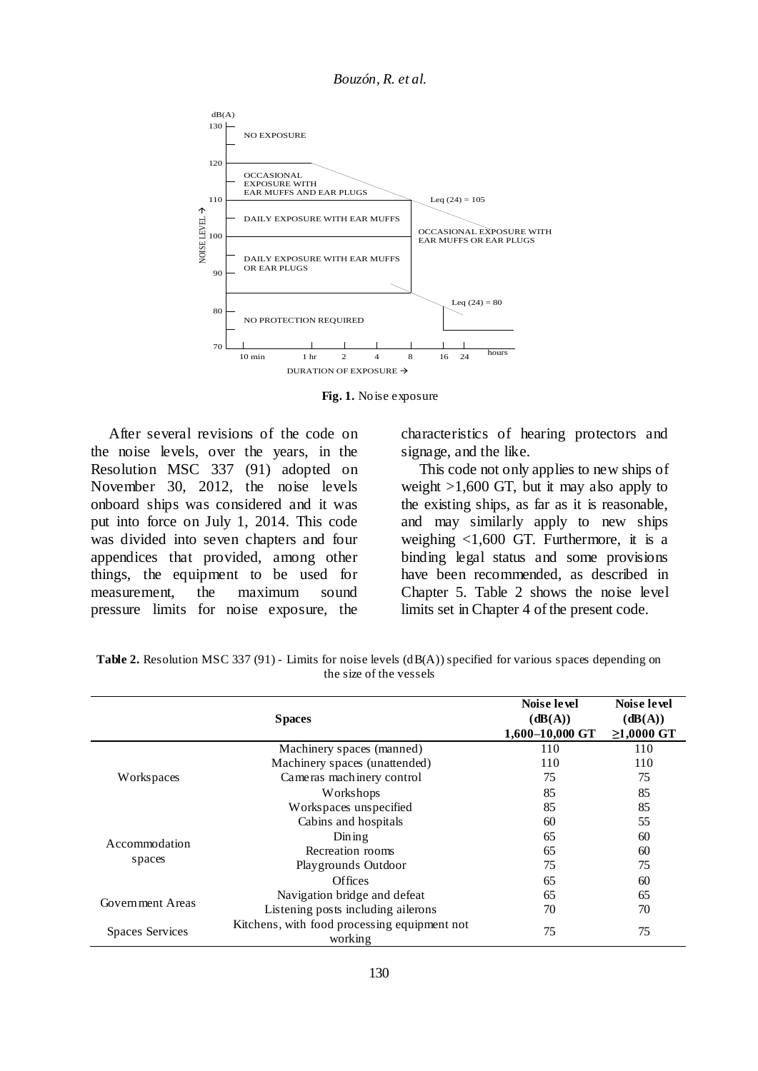**Fig. 1.** Noise exposure

After several revisions of the code on the noise levels, over the years, in the Resolution MSC 337 (91) adopted on November 30, 2012, the noise levels onboard ships was considered and it was put into force on July 1, 2014. This code was divided into seven chapters and four appendices that provided, among other things, the equipment to be used for measurement, the maximum sound pressure limits for noise exposure, the characteristics of hearing protectors and signage, and the like.

This code not only applies to new ships of weight >1,600 GT, but it may also apply to the existing ships, as far as it is reasonable, and may similarly apply to new ships weighing <1,600 GT. Furthermore, it is a binding legal status and some provisions have been recommended, as described in Chapter 5. Table 2 shows the noise level limits set in Chapter 4 of the present code.

**Table 2.** Resolution MSC 337 (91) - Limits for noise levels (dB(A)) specified for various spaces depending on the size of the vessels

| | **Spaces** | **Noise level (dB(A)) 1,600–10,000 GT** | **Noise level (dB(A)) ≥1,0000 GT** |
|---|---|---|---|
| Workspaces | Machinery spaces (manned) | 110 | 110 |
| | Machinery spaces (unattended) | 110 | 110 |
| | Cameras machinery control | 75 | 75 |
| | Workshops | 85 | 85 |
| | Workspaces unspecified | 85 | 85 |
| Accommodation spaces | Cabins and hospitals | 60 | 55 |
| | Dining | 65 | 60 |
| | Recreation rooms | 65 | 60 |
| | Playgrounds Outdoor | 75 | 75 |
| | Offices | 65 | 60 |
| Government Areas | Navigation bridge and defeat | 65 | 65 |
| | Listening posts including ailerons | 70 | 70 |
| Spaces Services | Kitchens, with food processing equipment not working | 75 | 75 |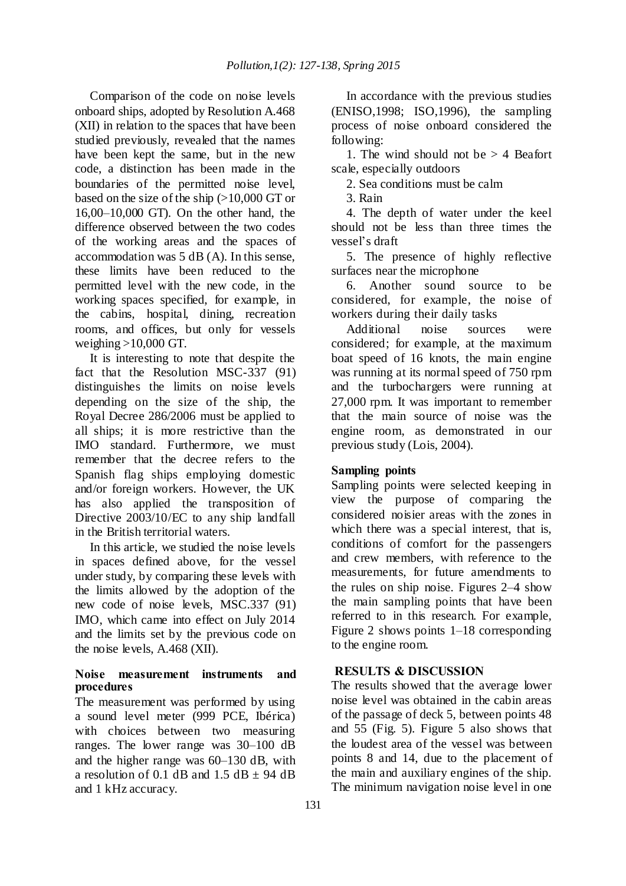Comparison of the code on noise levels onboard ships, adopted by Resolution A.468 (XII) in relation to the spaces that have been studied previously, revealed that the names have been kept the same, but in the new code, a distinction has been made in the boundaries of the permitted noise level, based on the size of the ship (>10,000 GT or 16,00–10,000 GT). On the other hand, the difference observed between the two codes of the working areas and the spaces of accommodation was 5 dB (A). In this sense, these limits have been reduced to the permitted level with the new code, in the working spaces specified, for example, in the cabins, hospital, dining, recreation rooms, and offices, but only for vessels weighing >10,000 GT.

It is interesting to note that despite the fact that the Resolution MSC-337 (91) distinguishes the limits on noise levels depending on the size of the ship, the Royal Decree 286/2006 must be applied to all ships; it is more restrictive than the IMO standard. Furthermore, we must remember that the decree refers to the Spanish flag ships employing domestic and/or foreign workers. However, the UK has also applied the transposition of Directive 2003/10/EC to any ship landfall in the British territorial waters.

In this article, we studied the noise levels in spaces defined above, for the vessel under study, by comparing these levels with the limits allowed by the adoption of the new code of noise levels, MSC.337 (91) IMO, which came into effect on July 2014 and the limits set by the previous code on the noise levels, A.468 (XII).

### Noise measurement instruments and procedures

The measurement was performed by using a sound level meter (999 PCE, Ibérica) with choices between two measuring ranges. The lower range was 30–100 dB and the higher range was 60–130 dB, with a resolution of 0.1 dB and 1.5 dB ± 94 dB and 1 kHz accuracy.

In accordance with the previous studies (ENISO,1998; ISO,1996), the sampling process of noise onboard considered the following:

1. The wind should not be > 4 Beafort scale, especially outdoors
2. Sea conditions must be calm
3. Rain
4. The depth of water under the keel should not be less than three times the vessel's draft
5. The presence of highly reflective surfaces near the microphone
6. Another sound source to be considered, for example, the noise of workers during their daily tasks

Additional noise sources were considered; for example, at the maximum boat speed of 16 knots, the main engine was running at its normal speed of 750 rpm and the turbochargers were running at 27,000 rpm. It was important to remember that the main source of noise was the engine room, as demonstrated in our previous study (Lois, 2004).

### Sampling points

Sampling points were selected keeping in view the purpose of comparing the considered noisier areas with the zones in which there was a special interest, that is, conditions of comfort for the passengers and crew members, with reference to the measurements, for future amendments to the rules on ship noise. Figures 2–4 show the main sampling points that have been referred to in this research. For example, Figure 2 shows points 1–18 corresponding to the engine room.

## RESULTS & DISCUSSION

The results showed that the average lower noise level was obtained in the cabin areas of the passage of deck 5, between points 48 and 55 (Fig. 5). Figure 5 also shows that the loudest area of the vessel was between points 8 and 14, due to the placement of the main and auxiliary engines of the ship. The minimum navigation noise level in one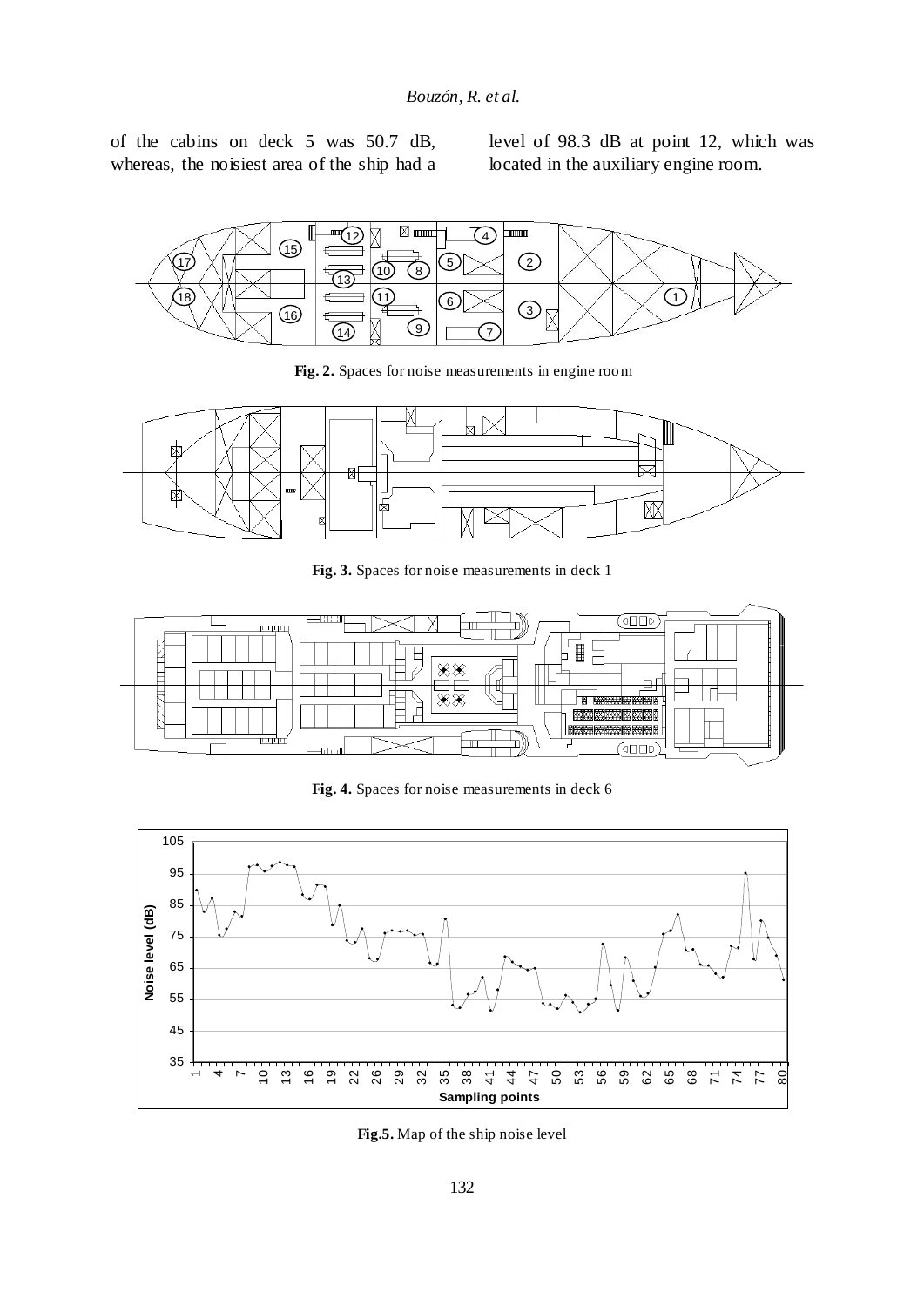of the cabins on deck 5 was 50.7 dB, whereas, the noisiest area of the ship had a level of 98.3 dB at point 12, which was located in the auxiliary engine room.

**Fig. 2.** Spaces for noise measurements in engine room

**Fig. 3.** Spaces for noise measurements in deck 1

**Fig. 4.** Spaces for noise measurements in deck 6

**Fig.5.** Map of the ship noise level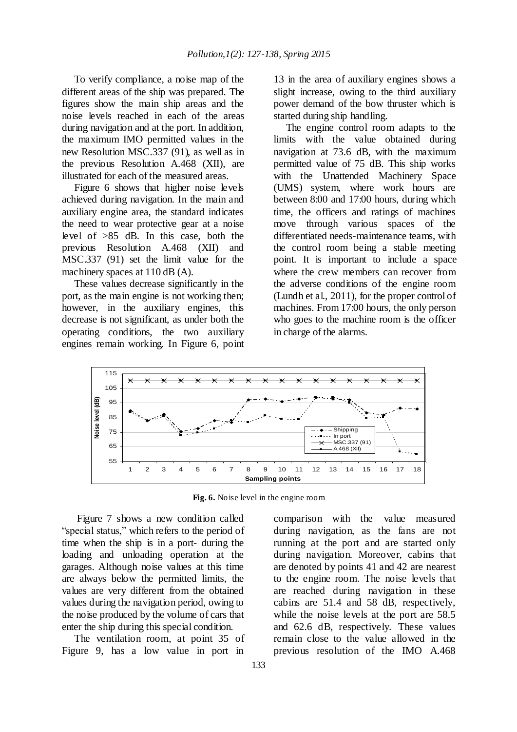To verify compliance, a noise map of the different areas of the ship was prepared. The figures show the main ship areas and the noise levels reached in each of the areas during navigation and at the port. In addition, the maximum IMO permitted values in the new Resolution MSC.337 (91), as well as in the previous Resolution A.468 (XII), are illustrated for each of the measured areas.

Figure 6 shows that higher noise levels achieved during navigation. In the main and auxiliary engine area, the standard indicates the need to wear protective gear at a noise level of >85 dB. In this case, both the previous Resolution A.468 (XII) and MSC.337 (91) set the limit value for the machinery spaces at 110 dB (A).

These values decrease significantly in the port, as the main engine is not working then; however, in the auxiliary engines, this decrease is not significant, as under both the operating conditions, the two auxiliary engines remain working. In Figure 6, point 13 in the area of auxiliary engines shows a slight increase, owing to the third auxiliary power demand of the bow thruster which is started during ship handling.

The engine control room adapts to the limits with the value obtained during navigation at 73.6 dB, with the maximum permitted value of 75 dB. This ship works with the Unattended Machinery Space (UMS) system, where work hours are between 8:00 and 17:00 hours, during which time, the officers and ratings of machines move through various spaces of the differentiated needs-maintenance teams, with the control room being a stable meeting point. It is important to include a space where the crew members can recover from the adverse conditions of the engine room (Lundh et al., 2011), for the proper control of machines. From 17:00 hours, the only person who goes to the machine room is the officer in charge of the alarms.

**Fig. 6.** Noise level in the engine room

Figure 7 shows a new condition called "special status," which refers to the period of time when the ship is in a port- during the loading and unloading operation at the garages. Although noise values at this time are always below the permitted limits, the values are very different from the obtained values during the navigation period, owing to the noise produced by the volume of cars that enter the ship during this special condition.

The ventilation room, at point 35 of Figure 9, has a low value in port in comparison with the value measured during navigation, as the fans are not running at the port and are started only during navigation. Moreover, cabins that are denoted by points 41 and 42 are nearest to the engine room. The noise levels that are reached during navigation in these cabins are 51.4 and 58 dB, respectively, while the noise levels at the port are 58.5 and 62.6 dB, respectively. These values remain close to the value allowed in the previous resolution of the IMO A.468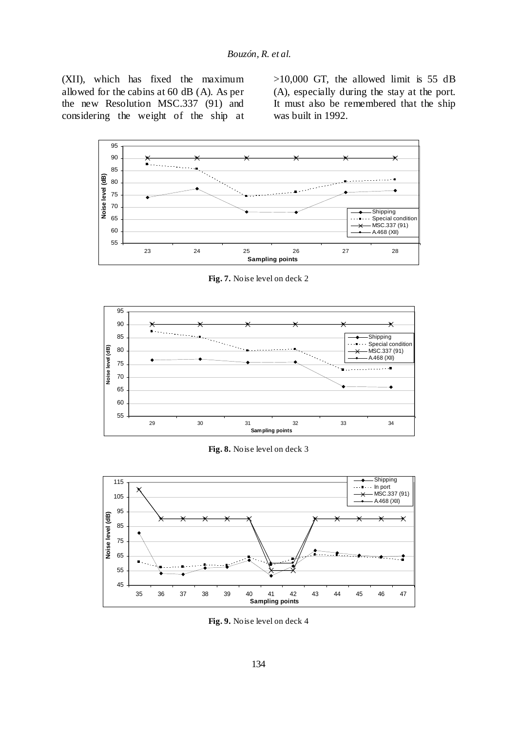(XII), which has fixed the maximum allowed for the cabins at 60 dB (A). As per the new Resolution MSC.337 (91) and considering the weight of the ship at >10,000 GT, the allowed limit is 55 dB (A), especially during the stay at the port. It must also be remembered that the ship was built in 1992.

**Fig. 7.** Noise level on deck 2

**Fig. 8.** Noise level on deck 3

**Fig. 9.** Noise level on deck 4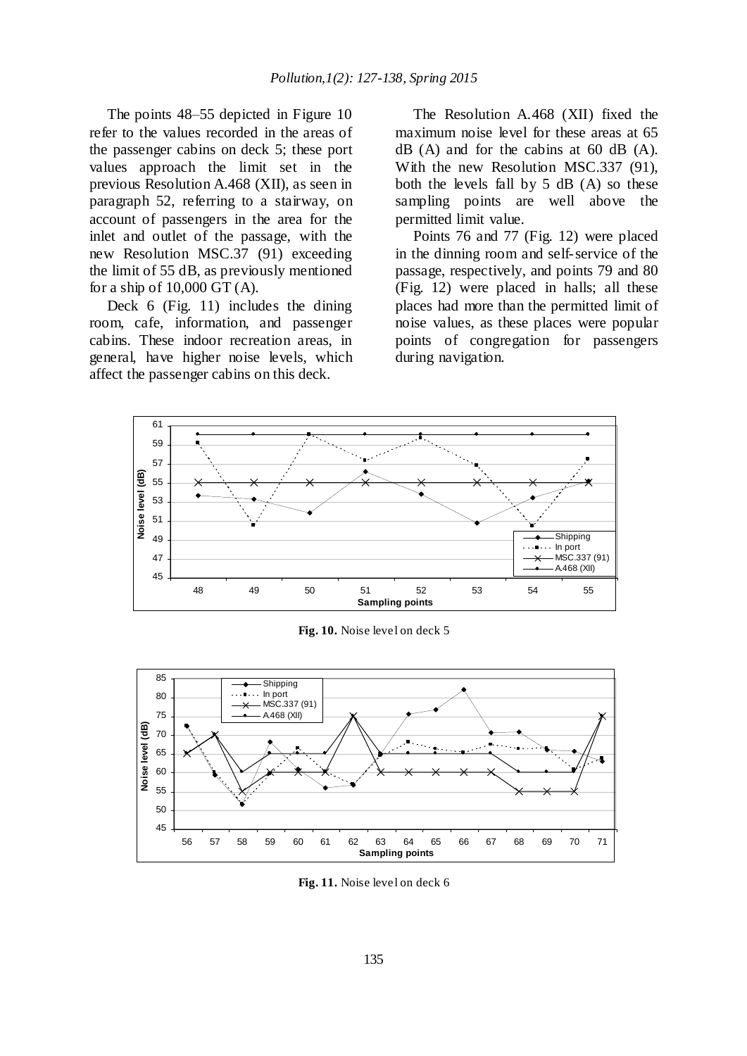The points 48–55 depicted in Figure 10 refer to the values recorded in the areas of the passenger cabins on deck 5; these port values approach the limit set in the previous Resolution A.468 (XII), as seen in paragraph 52, referring to a stairway, on account of passengers in the area for the inlet and outlet of the passage, with the new Resolution MSC.37 (91) exceeding the limit of 55 dB, as previously mentioned for a ship of 10,000 GT (A).

Deck 6 (Fig. 11) includes the dining room, cafe, information, and passenger cabins. These indoor recreation areas, in general, have higher noise levels, which affect the passenger cabins on this deck.

The Resolution A.468 (XII) fixed the maximum noise level for these areas at 65 dB (A) and for the cabins at 60 dB (A). With the new Resolution MSC.337 (91), both the levels fall by 5 dB (A) so these sampling points are well above the permitted limit value.

Points 76 and 77 (Fig. 12) were placed in the dinning room and self-service of the passage, respectively, and points 79 and 80 (Fig. 12) were placed in halls; all these places had more than the permitted limit of noise values, as these places were popular points of congregation for passengers during navigation.

**Fig. 10.** Noise level on deck 5

**Fig. 11.** Noise level on deck 6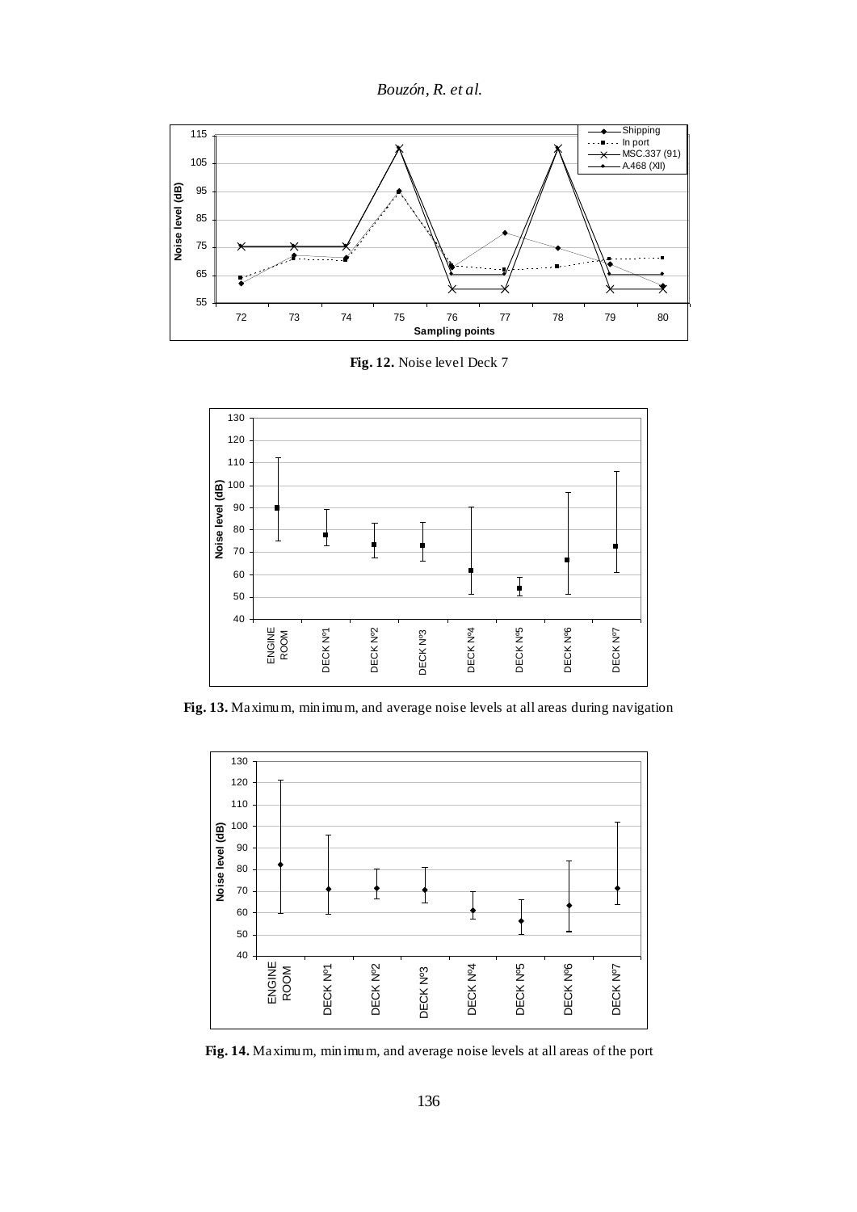**Fig. 12.** Noise level Deck 7

**Fig. 13.** Maximum, minimum, and average noise levels at all areas during navigation

**Fig. 14.** Maximum, minimum, and average noise levels at all areas of the port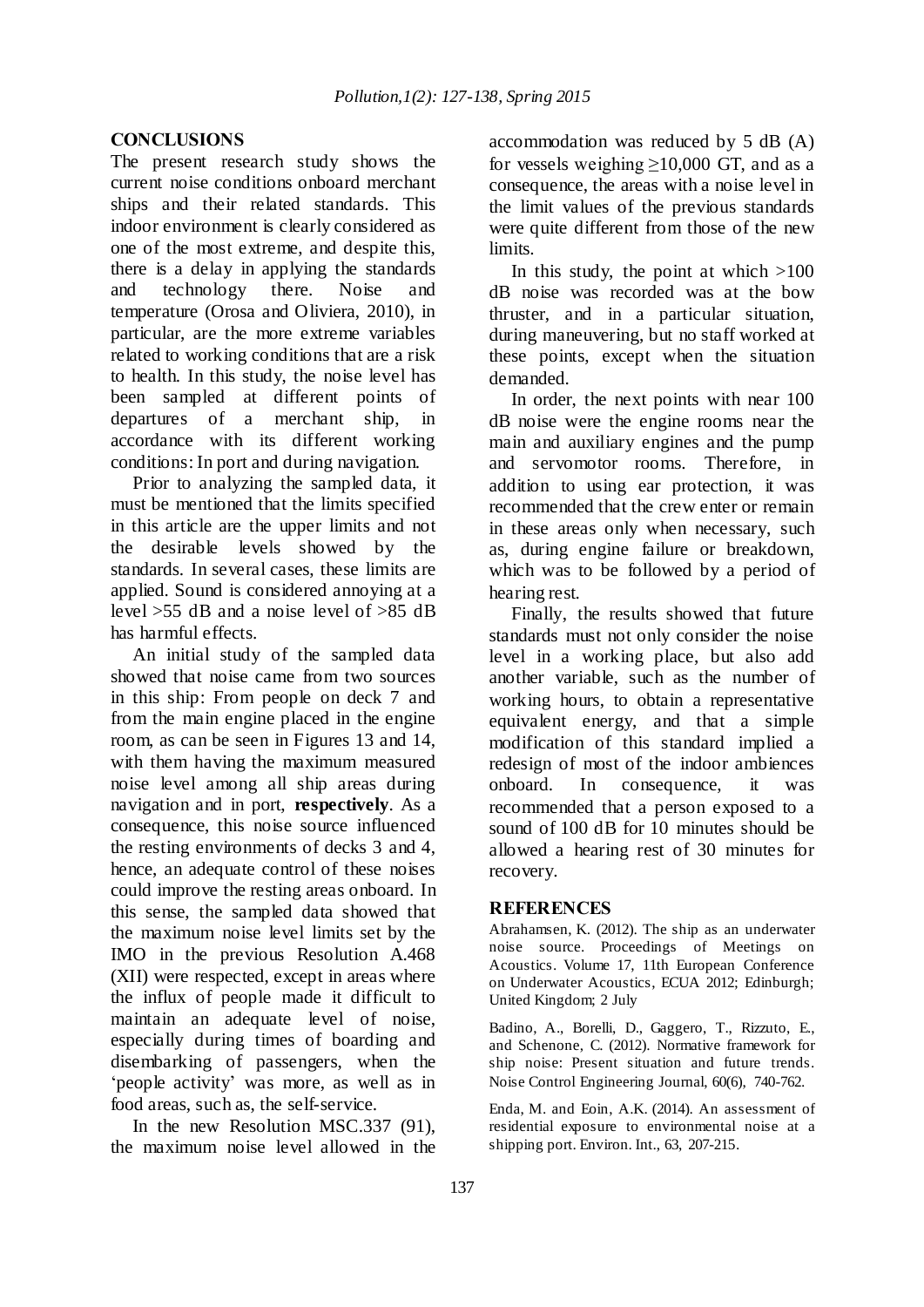## CONCLUSIONS

The present research study shows the current noise conditions onboard merchant ships and their related standards. This indoor environment is clearly considered as one of the most extreme, and despite this, there is a delay in applying the standards and technology there. Noise and temperature (Orosa and Oliviera, 2010), in particular, are the more extreme variables related to working conditions that are a risk to health. In this study, the noise level has been sampled at different points of departures of a merchant ship, in accordance with its different working conditions: In port and during navigation.

Prior to analyzing the sampled data, it must be mentioned that the limits specified in this article are the upper limits and not the desirable levels showed by the standards. In several cases, these limits are applied. Sound is considered annoying at a level >55 dB and a noise level of >85 dB has harmful effects.

An initial study of the sampled data showed that noise came from two sources in this ship: From people on deck 7 and from the main engine placed in the engine room, as can be seen in Figures 13 and 14, with them having the maximum measured noise level among all ship areas during navigation and in port, **respectively**. As a consequence, this noise source influenced the resting environments of decks 3 and 4, hence, an adequate control of these noises could improve the resting areas onboard. In this sense, the sampled data showed that the maximum noise level limits set by the IMO in the previous Resolution A.468 (XII) were respected, except in areas where the influx of people made it difficult to maintain an adequate level of noise, especially during times of boarding and disembarking of passengers, when the 'people activity' was more, as well as in food areas, such as, the self-service.

In the new Resolution MSC.337 (91), the maximum noise level allowed in the accommodation was reduced by 5 dB (A) for vessels weighing ≥10,000 GT, and as a consequence, the areas with a noise level in the limit values of the previous standards were quite different from those of the new limits.

In this study, the point at which >100 dB noise was recorded was at the bow thruster, and in a particular situation, during maneuvering, but no staff worked at these points, except when the situation demanded.

In order, the next points with near 100 dB noise were the engine rooms near the main and auxiliary engines and the pump and servomotor rooms. Therefore, in addition to using ear protection, it was recommended that the crew enter or remain in these areas only when necessary, such as, during engine failure or breakdown, which was to be followed by a period of hearing rest.

Finally, the results showed that future standards must not only consider the noise level in a working place, but also add another variable, such as the number of working hours, to obtain a representative equivalent energy, and that a simple modification of this standard implied a redesign of most of the indoor ambiences onboard. In consequence, it was recommended that a person exposed to a sound of 100 dB for 10 minutes should be allowed a hearing rest of 30 minutes for recovery.

## REFERENCES

Abrahamsen, K. (2012). The ship as an underwater noise source. Proceedings of Meetings on Acoustics. Volume 17, 11th European Conference on Underwater Acoustics, ECUA 2012; Edinburgh; United Kingdom; 2 July

Badino, A., Borelli, D., Gaggero, T., Rizzuto, E., and Schenone, C. (2012). Normative framework for ship noise: Present situation and future trends. Noise Control Engineering Journal, 60(6), 740-762.

Enda, M. and Eoin, A.K. (2014). An assessment of residential exposure to environmental noise at a shipping port. Environ. Int., 63, 207-215.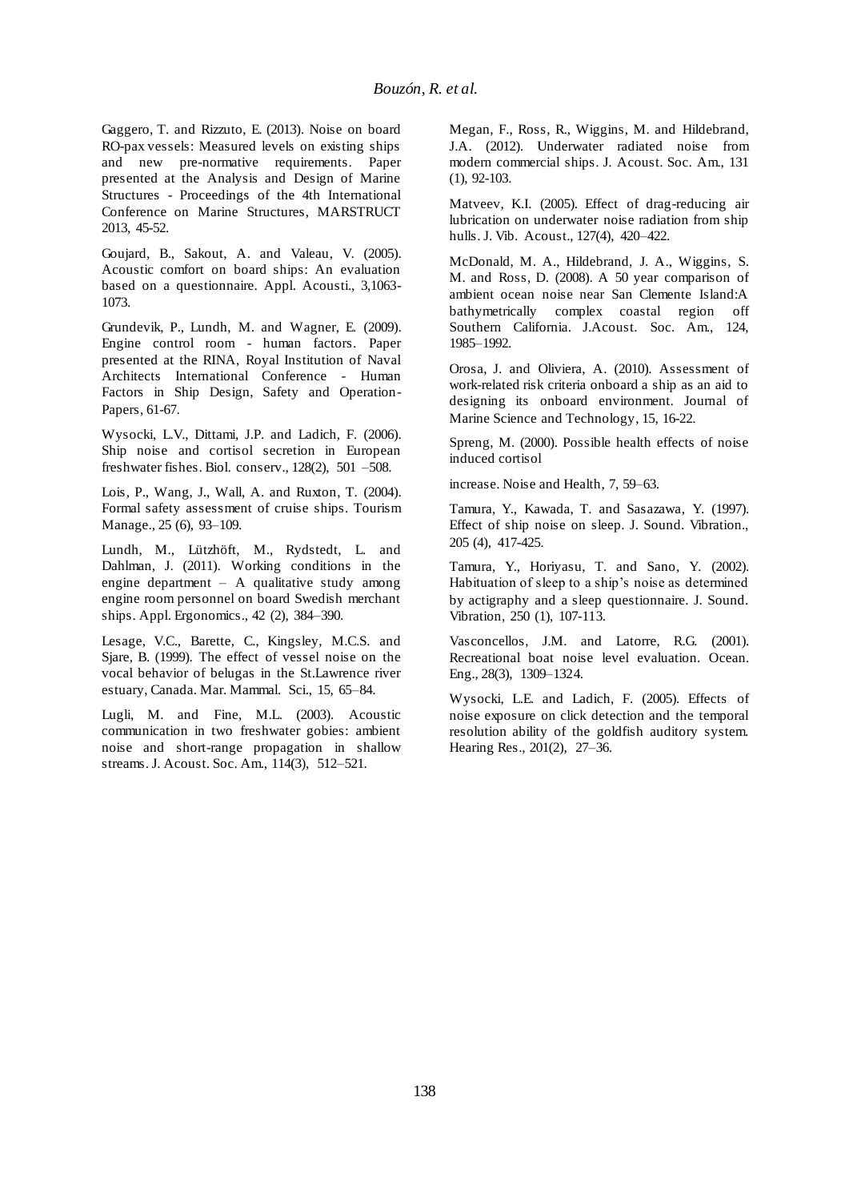Gaggero, T. and Rizzuto, E. (2013). Noise on board RO-pax vessels: Measured levels on existing ships and new pre-normative requirements. Paper presented at the Analysis and Design of Marine Structures - Proceedings of the 4th International Conference on Marine Structures, MARSTRUCT 2013, 45-52.

Goujard, B., Sakout, A. and Valeau, V. (2005). Acoustic comfort on board ships: An evaluation based on a questionnaire. Appl. Acousti., 3,1063-1073.

Grundevik, P., Lundh, M. and Wagner, E. (2009). Engine control room - human factors. Paper presented at the RINA, Royal Institution of Naval Architects International Conference - Human Factors in Ship Design, Safety and Operation-Papers, 61-67.

Wysocki, L.V., Dittami, J.P. and Ladich, F. (2006). Ship noise and cortisol secretion in European freshwater fishes. Biol. conserv., 128(2), 501 –508.

Lois, P., Wang, J., Wall, A. and Ruxton, T. (2004). Formal safety assessment of cruise ships. Tourism Manage., 25 (6), 93–109.

Lundh, M., Lützhöft, M., Rydstedt, L. and Dahlman, J. (2011). Working conditions in the engine department – A qualitative study among engine room personnel on board Swedish merchant ships. Appl. Ergonomics., 42 (2), 384–390.

Lesage, V.C., Barette, C., Kingsley, M.C.S. and Sjare, B. (1999). The effect of vessel noise on the vocal behavior of belugas in the St.Lawrence river estuary, Canada. Mar. Mammal. Sci., 15, 65–84.

Lugli, M. and Fine, M.L. (2003). Acoustic communication in two freshwater gobies: ambient noise and short-range propagation in shallow streams. J. Acoust. Soc. Am., 114(3), 512–521.

Megan, F., Ross, R., Wiggins, M. and Hildebrand, J.A. (2012). Underwater radiated noise from modern commercial ships. J. Acoust. Soc. Am., 131 (1), 92-103.

Matveev, K.I. (2005). Effect of drag-reducing air lubrication on underwater noise radiation from ship hulls. J. Vib. Acoust., 127(4), 420–422.

McDonald, M. A., Hildebrand, J. A., Wiggins, S. M. and Ross, D. (2008). A 50 year comparison of ambient ocean noise near San Clemente Island:A bathymetrically complex coastal region off Southern California. J.Acoust. Soc. Am., 124, 1985–1992.

Orosa, J. and Oliviera, A. (2010). Assessment of work-related risk criteria onboard a ship as an aid to designing its onboard environment. Journal of Marine Science and Technology, 15, 16-22.

Spreng, M. (2000). Possible health effects of noise induced cortisol

increase. Noise and Health, 7, 59–63.

Tamura, Y., Kawada, T. and Sasazawa, Y. (1997). Effect of ship noise on sleep. J. Sound. Vibration., 205 (4), 417-425.

Tamura, Y., Horiyasu, T. and Sano, Y. (2002). Habituation of sleep to a ship's noise as determined by actigraphy and a sleep questionnaire. J. Sound. Vibration, 250 (1), 107-113.

Vasconcellos, J.M. and Latorre, R.G. (2001). Recreational boat noise level evaluation. Ocean. Eng., 28(3), 1309–1324.

Wysocki, L.E. and Ladich, F. (2005). Effects of noise exposure on click detection and the temporal resolution ability of the goldfish auditory system. Hearing Res., 201(2), 27–36.